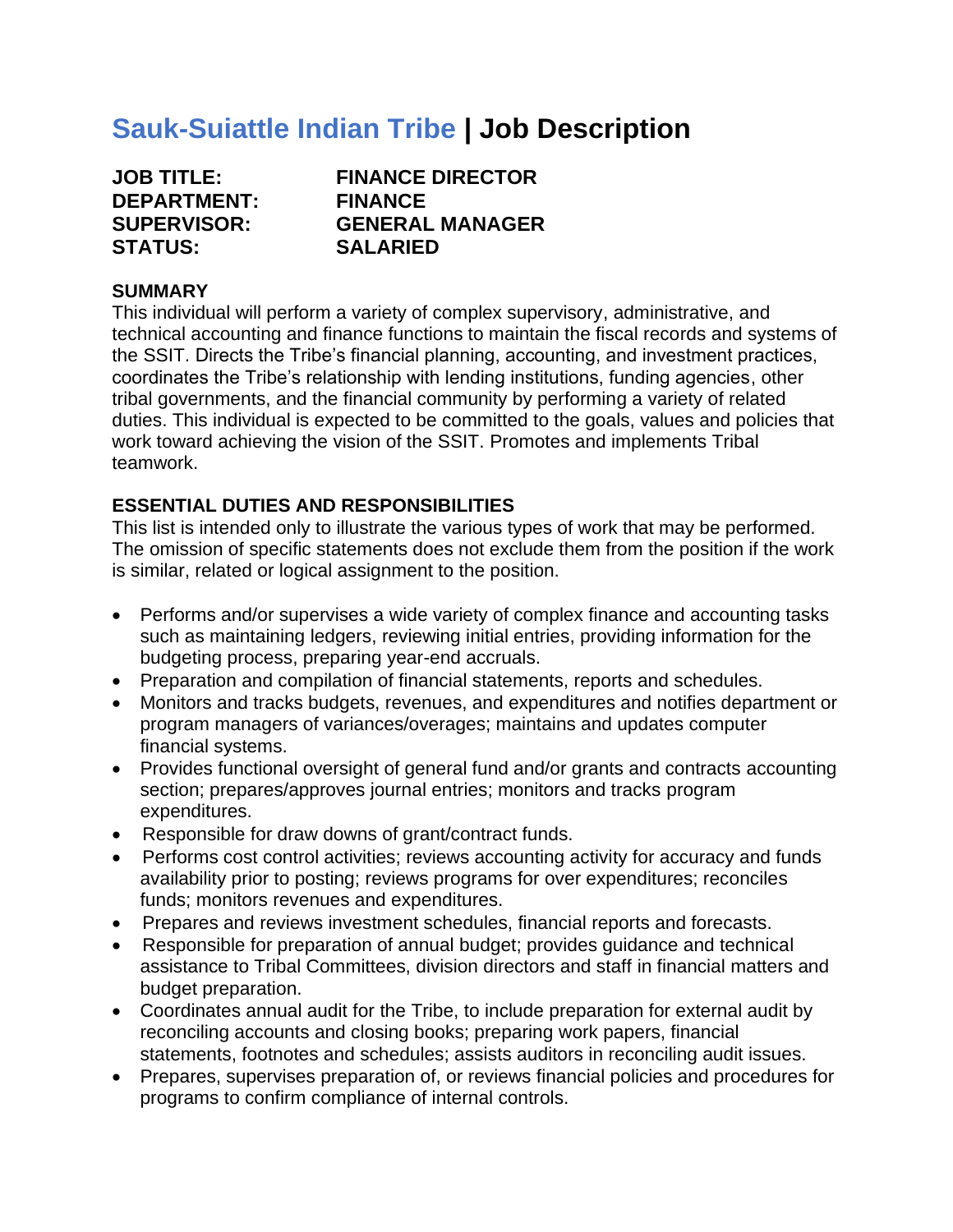# Sauk-Suiattle Indian Tribe | Job Description

**JOB TITLE:** FINANCE DIRECTOR
**DEPARTMENT:** FINANCE
**SUPERVISOR:** GENERAL MANAGER
**STATUS:** SALARIED

## SUMMARY

This individual will perform a variety of complex supervisory, administrative, and technical accounting and finance functions to maintain the fiscal records and systems of the SSIT. Directs the Tribe's financial planning, accounting, and investment practices, coordinates the Tribe's relationship with lending institutions, funding agencies, other tribal governments, and the financial community by performing a variety of related duties. This individual is expected to be committed to the goals, values and policies that work toward achieving the vision of the SSIT. Promotes and implements Tribal teamwork.

## ESSENTIAL DUTIES AND RESPONSIBILITIES

This list is intended only to illustrate the various types of work that may be performed. The omission of specific statements does not exclude them from the position if the work is similar, related or logical assignment to the position.

- Performs and/or supervises a wide variety of complex finance and accounting tasks such as maintaining ledgers, reviewing initial entries, providing information for the budgeting process, preparing year-end accruals.
- Preparation and compilation of financial statements, reports and schedules.
- Monitors and tracks budgets, revenues, and expenditures and notifies department or program managers of variances/overages; maintains and updates computer financial systems.
- Provides functional oversight of general fund and/or grants and contracts accounting section; prepares/approves journal entries; monitors and tracks program expenditures.
- Responsible for draw downs of grant/contract funds.
- Performs cost control activities; reviews accounting activity for accuracy and funds availability prior to posting; reviews programs for over expenditures; reconciles funds; monitors revenues and expenditures.
- Prepares and reviews investment schedules, financial reports and forecasts.
- Responsible for preparation of annual budget; provides guidance and technical assistance to Tribal Committees, division directors and staff in financial matters and budget preparation.
- Coordinates annual audit for the Tribe, to include preparation for external audit by reconciling accounts and closing books; preparing work papers, financial statements, footnotes and schedules; assists auditors in reconciling audit issues.
- Prepares, supervises preparation of, or reviews financial policies and procedures for programs to confirm compliance of internal controls.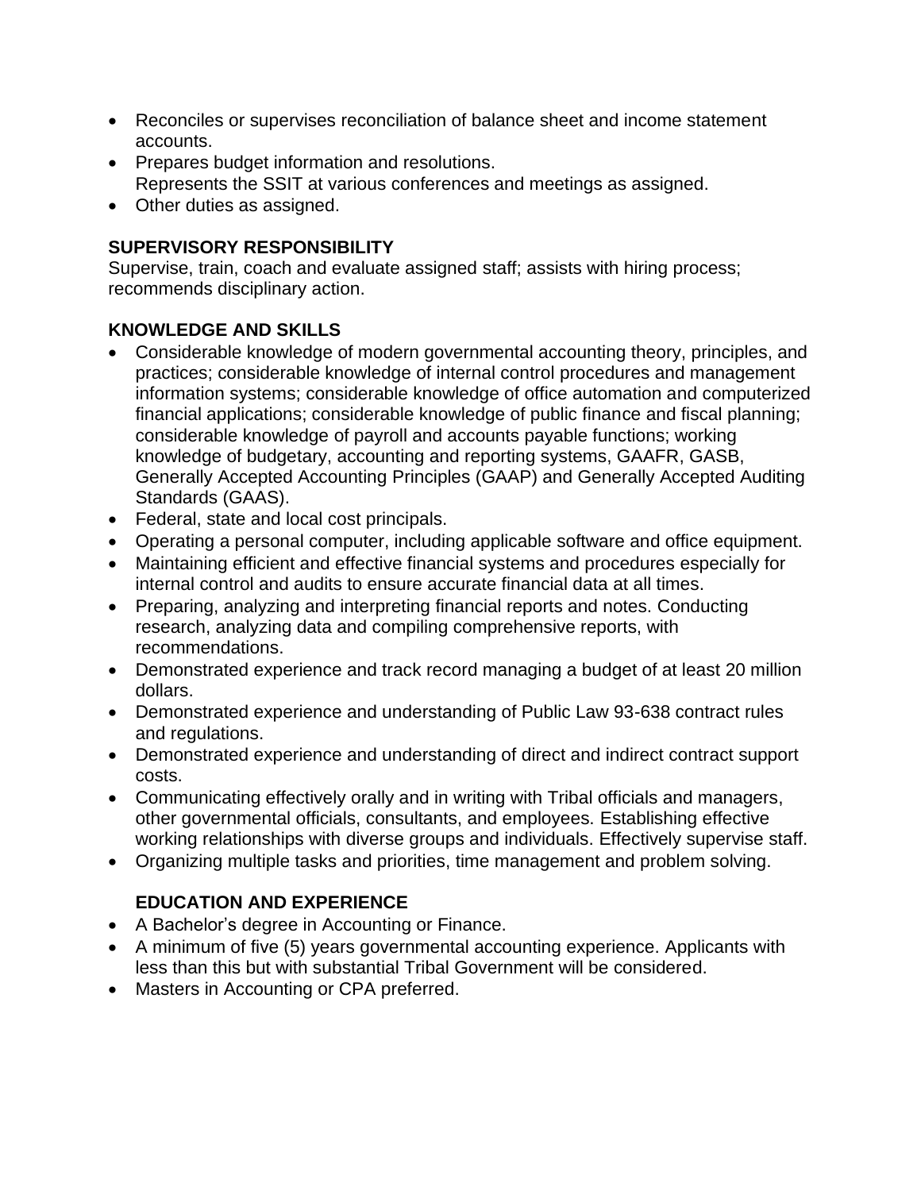- Reconciles or supervises reconciliation of balance sheet and income statement accounts.
- Prepares budget information and resolutions.
  Represents the SSIT at various conferences and meetings as assigned.
- Other duties as assigned.

**SUPERVISORY RESPONSIBILITY**

Supervise, train, coach and evaluate assigned staff; assists with hiring process; recommends disciplinary action.

**KNOWLEDGE AND SKILLS**

- Considerable knowledge of modern governmental accounting theory, principles, and practices; considerable knowledge of internal control procedures and management information systems; considerable knowledge of office automation and computerized financial applications; considerable knowledge of public finance and fiscal planning; considerable knowledge of payroll and accounts payable functions; working knowledge of budgetary, accounting and reporting systems, GAAFR, GASB, Generally Accepted Accounting Principles (GAAP) and Generally Accepted Auditing Standards (GAAS).
- Federal, state and local cost principals.
- Operating a personal computer, including applicable software and office equipment.
- Maintaining efficient and effective financial systems and procedures especially for internal control and audits to ensure accurate financial data at all times.
- Preparing, analyzing and interpreting financial reports and notes. Conducting research, analyzing data and compiling comprehensive reports, with recommendations.
- Demonstrated experience and track record managing a budget of at least 20 million dollars.
- Demonstrated experience and understanding of Public Law 93-638 contract rules and regulations.
- Demonstrated experience and understanding of direct and indirect contract support costs.
- Communicating effectively orally and in writing with Tribal officials and managers, other governmental officials, consultants, and employees. Establishing effective working relationships with diverse groups and individuals. Effectively supervise staff.
- Organizing multiple tasks and priorities, time management and problem solving.

**EDUCATION AND EXPERIENCE**

- A Bachelor's degree in Accounting or Finance.
- A minimum of five (5) years governmental accounting experience. Applicants with less than this but with substantial Tribal Government will be considered.
- Masters in Accounting or CPA preferred.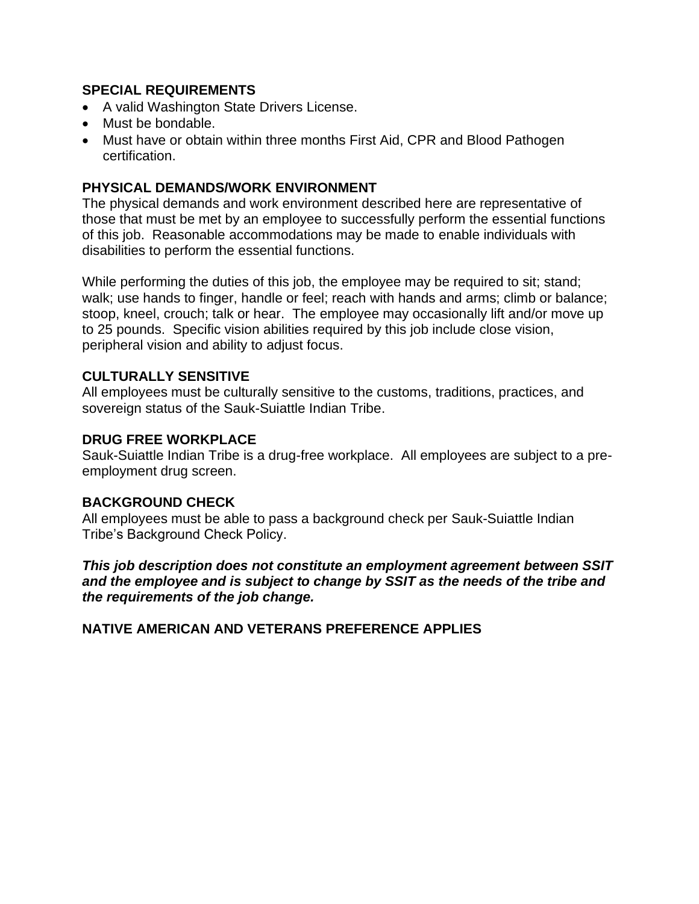**SPECIAL REQUIREMENTS**

- A valid Washington State Drivers License.
- Must be bondable.
- Must have or obtain within three months First Aid, CPR and Blood Pathogen certification.

**PHYSICAL DEMANDS/WORK ENVIRONMENT**

The physical demands and work environment described here are representative of those that must be met by an employee to successfully perform the essential functions of this job. Reasonable accommodations may be made to enable individuals with disabilities to perform the essential functions.

While performing the duties of this job, the employee may be required to sit; stand; walk; use hands to finger, handle or feel; reach with hands and arms; climb or balance; stoop, kneel, crouch; talk or hear. The employee may occasionally lift and/or move up to 25 pounds. Specific vision abilities required by this job include close vision, peripheral vision and ability to adjust focus.

**CULTURALLY SENSITIVE**

All employees must be culturally sensitive to the customs, traditions, practices, and sovereign status of the Sauk-Suiattle Indian Tribe.

**DRUG FREE WORKPLACE**

Sauk-Suiattle Indian Tribe is a drug-free workplace. All employees are subject to a pre-employment drug screen.

**BACKGROUND CHECK**

All employees must be able to pass a background check per Sauk-Suiattle Indian Tribe's Background Check Policy.

***This job description does not constitute an employment agreement between SSIT and the employee and is subject to change by SSIT as the needs of the tribe and the requirements of the job change.***

**NATIVE AMERICAN AND VETERANS PREFERENCE APPLIES**